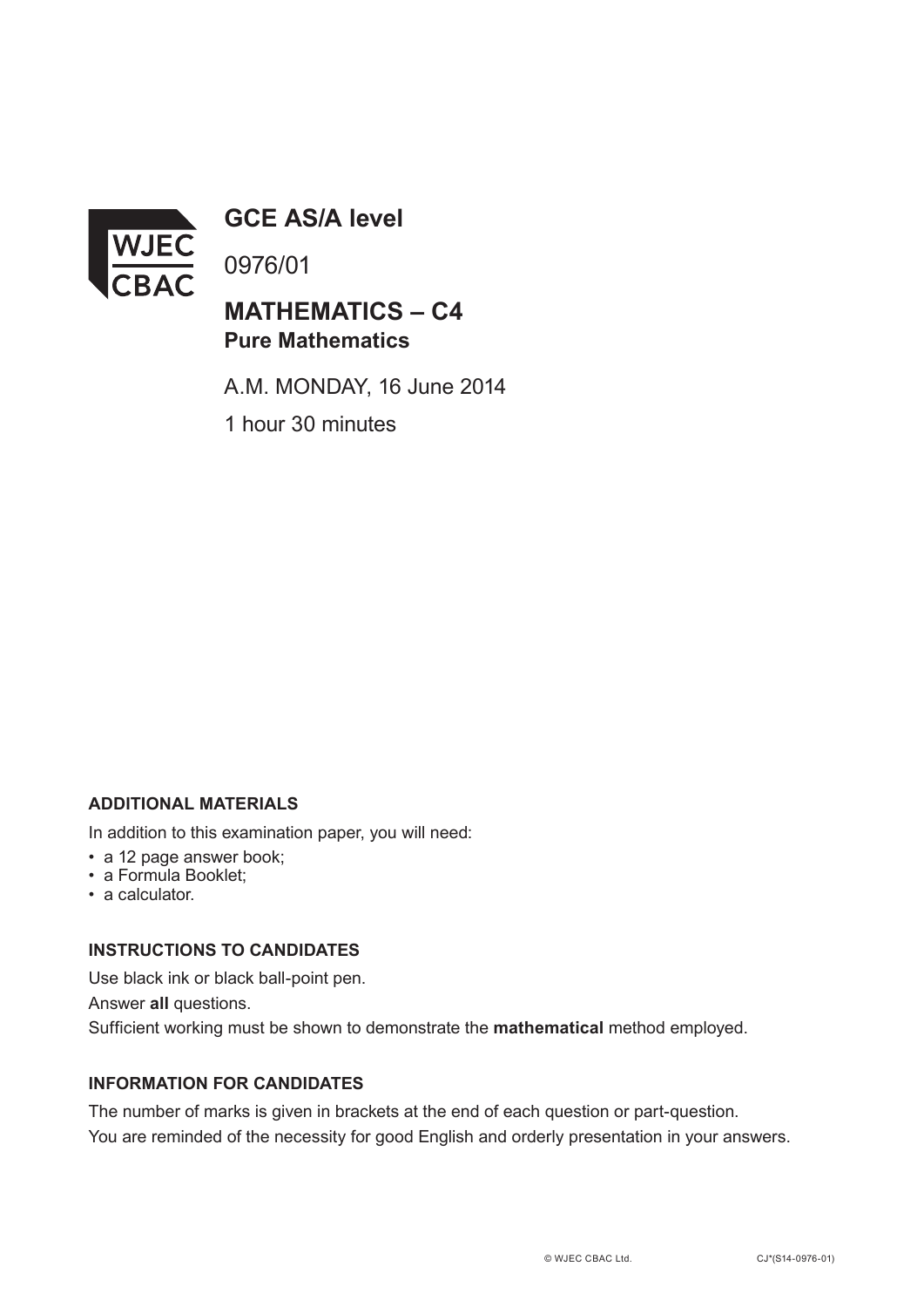# GCE AS/A level

0976/01

## MATHEMATICS – C4
### Pure Mathematics

A.M. MONDAY, 16 June 2014

1 hour 30 minutes

**ADDITIONAL MATERIALS**

In addition to this examination paper, you will need:

- a 12 page answer book;
- a Formula Booklet;
- a calculator.

**INSTRUCTIONS TO CANDIDATES**

Use black ink or black ball-point pen.

Answer **all** questions.

Sufficient working must be shown to demonstrate the **mathematical** method employed.

**INFORMATION FOR CANDIDATES**

The number of marks is given in brackets at the end of each question or part-question.

You are reminded of the necessity for good English and orderly presentation in your answers.

© WJEC CBAC Ltd. CJ*(S14-0976-01)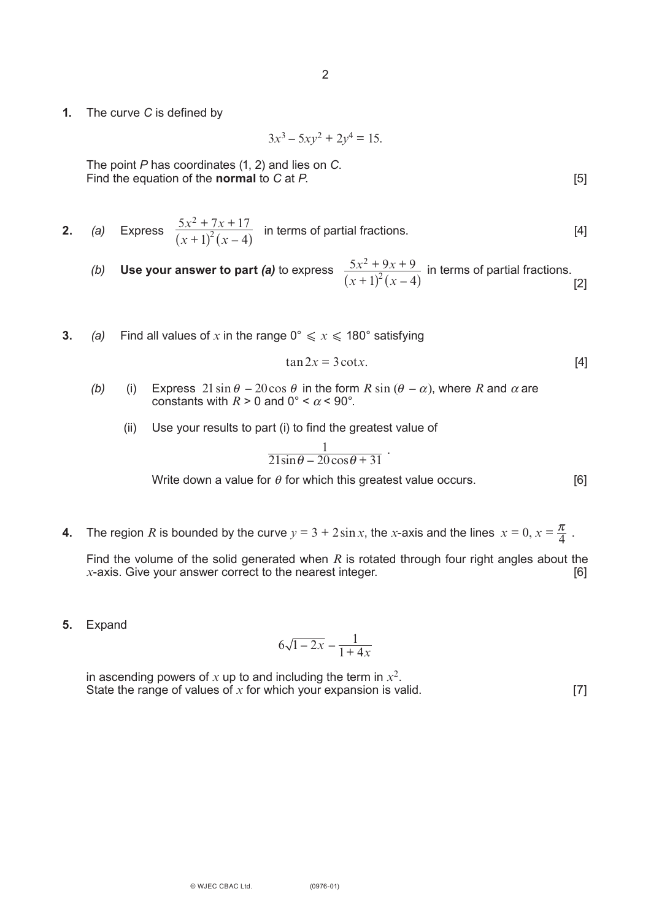**1.** The curve $C$ is defined by

$$3x^3 - 5xy^2 + 2y^4 = 15.$$

The point $P$ has coordinates (1, 2) and lies on $C$.
Find the equation of the **normal** to $C$ at $P$. [5]

**2.** *(a)* Express $\dfrac{5x^2 + 7x + 17}{(x+1)^2(x-4)}$ in terms of partial fractions. [4]

*(b)* **Use your answer to part *(a)*** to express $\dfrac{5x^2 + 9x + 9}{(x+1)^2(x-4)}$ in terms of partial fractions. [2]

**3.** *(a)* Find all values of $x$ in the range $0° \leqslant x \leqslant 180°$ satisfying

$$\tan 2x = 3\cot x. \qquad [4]$$

*(b)* (i) Express $21\sin\theta - 20\cos\theta$ in the form $R\sin(\theta - \alpha)$, where $R$ and $\alpha$ are constants with $R > 0$ and $0° < \alpha < 90°$.

(ii) Use your results to part (i) to find the greatest value of

$$\frac{1}{21\sin\theta - 20\cos\theta + 31}.$$

Write down a value for $\theta$ for which this greatest value occurs. [6]

**4.** The region $R$ is bounded by the curve $y = 3 + 2\sin x$, the $x$-axis and the lines $x = 0$, $x = \dfrac{\pi}{4}$.

Find the volume of the solid generated when $R$ is rotated through four right angles about the $x$-axis. Give your answer correct to the nearest integer. [6]

**5.** Expand

$$6\sqrt{1-2x} - \frac{1}{1+4x}$$

in ascending powers of $x$ up to and including the term in $x^2$.
State the range of values of $x$ for which your expansion is valid. [7]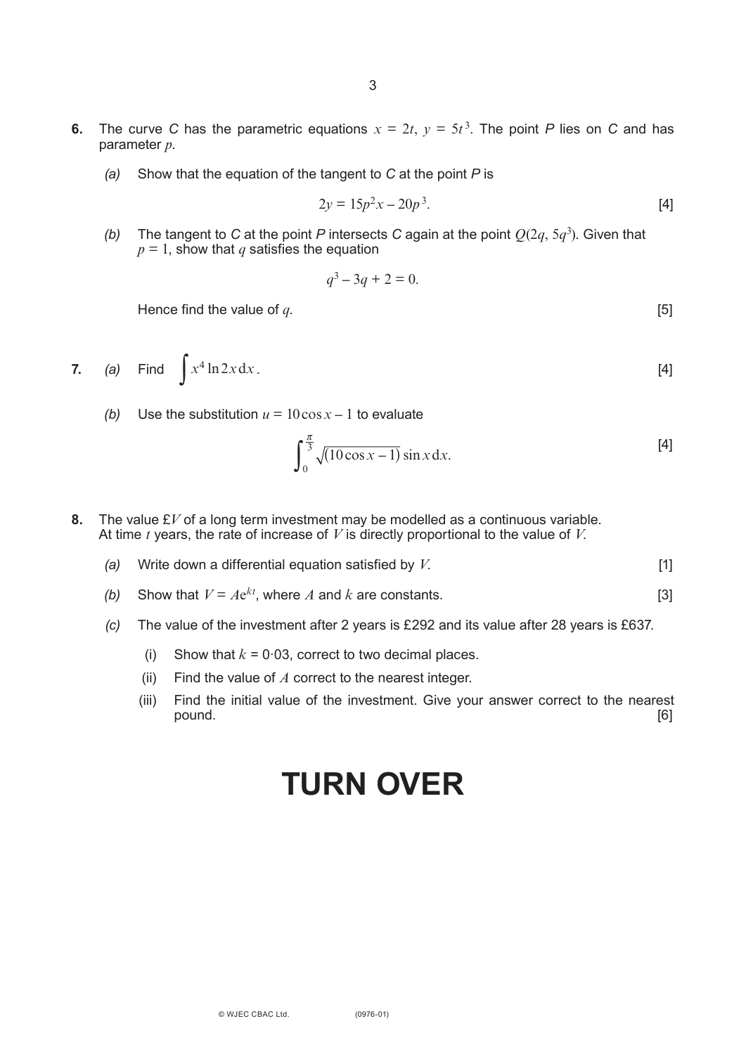**6.** The curve *C* has the parametric equations $x = 2t$, $y = 5t^3$. The point *P* lies on *C* and has parameter $p$.

*(a)* Show that the equation of the tangent to *C* at the point *P* is

$$2y = 15p^2x - 20p^3.$$ [4]

*(b)* The tangent to *C* at the point *P* intersects *C* again at the point $Q(2q, 5q^3)$. Given that $p = 1$, show that $q$ satisfies the equation

$$q^3 - 3q + 2 = 0.$$

Hence find the value of $q$. [5]

**7.** *(a)* Find $\int x^4 \ln 2x \, dx$. [4]

*(b)* Use the substitution $u = 10\cos x - 1$ to evaluate

$$\int_0^{\frac{\pi}{3}} \sqrt{(10\cos x - 1)} \sin x \, dx.$$ [4]

**8.** The value £$V$ of a long term investment may be modelled as a continuous variable. At time $t$ years, the rate of increase of $V$ is directly proportional to the value of $V$.

*(a)* Write down a differential equation satisfied by $V$. [1]

*(b)* Show that $V = Ae^{kt}$, where $A$ and $k$ are constants. [3]

*(c)* The value of the investment after 2 years is £292 and its value after 28 years is £637.

(i) Show that $k = 0{\cdot}03$, correct to two decimal places.

(ii) Find the value of $A$ correct to the nearest integer.

(iii) Find the initial value of the investment. Give your answer correct to the nearest pound. [6]

# TURN OVER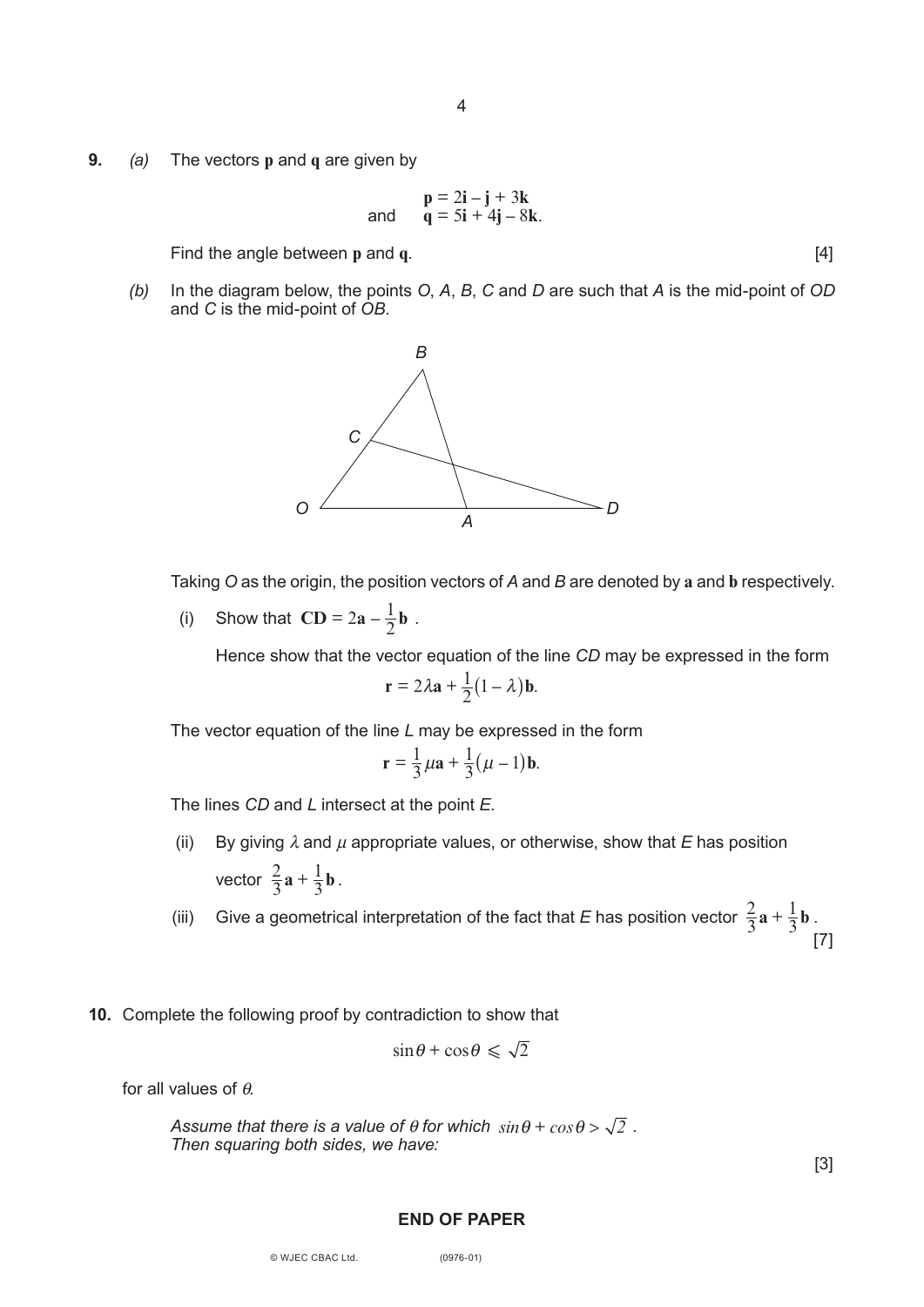**9.** *(a)* The vectors $\mathbf{p}$ and $\mathbf{q}$ are given by

$$\mathbf{p} = 2\mathbf{i} - \mathbf{j} + 3\mathbf{k}$$
$$\text{and} \quad \mathbf{q} = 5\mathbf{i} + 4\mathbf{j} - 8\mathbf{k}.$$

Find the angle between $\mathbf{p}$ and $\mathbf{q}$. [4]

*(b)* In the diagram below, the points *O*, *A*, *B*, *C* and *D* are such that *A* is the mid-point of *OD* and *C* is the mid-point of *OB*.

B
C
O
A
D

Taking *O* as the origin, the position vectors of *A* and *B* are denoted by $\mathbf{a}$ and $\mathbf{b}$ respectively.

(i) Show that $\mathbf{CD} = 2\mathbf{a} - \frac{1}{2}\mathbf{b}$ .

Hence show that the vector equation of the line *CD* may be expressed in the form

$$\mathbf{r} = 2\lambda\mathbf{a} + \frac{1}{2}(1 - \lambda)\mathbf{b}.$$

The vector equation of the line *L* may be expressed in the form

$$\mathbf{r} = \frac{1}{3}\mu\mathbf{a} + \frac{1}{3}(\mu - 1)\mathbf{b}.$$

The lines *CD* and *L* intersect at the point *E*.

(ii) By giving $\lambda$ and $\mu$ appropriate values, or otherwise, show that *E* has position vector $\frac{2}{3}\mathbf{a} + \frac{1}{3}\mathbf{b}$ .

(iii) Give a geometrical interpretation of the fact that *E* has position vector $\frac{2}{3}\mathbf{a} + \frac{1}{3}\mathbf{b}$ . [7]

**10.** Complete the following proof by contradiction to show that

$$\sin\theta + \cos\theta \leqslant \sqrt{2}$$

for all values of $\theta$.

*Assume that there is a value of $\theta$ for which $\sin\theta + \cos\theta > \sqrt{2}$ .*
*Then squaring both sides, we have:*

[3]

**END OF PAPER**